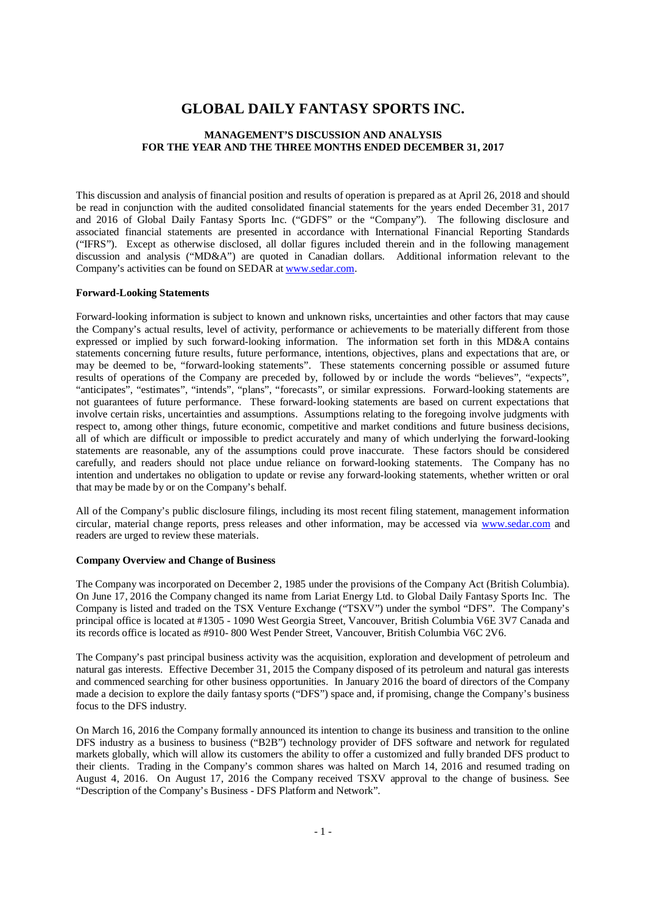# GLOBAL DAILY FANTASY SPORTS INC.

## MANAGEMENT'S DISCUSSION AND ANALYSIS
## FOR THE YEAR AND THE THREE MONTHS ENDED DECEMBER 31, 2017

This discussion and analysis of financial position and results of operation is prepared as at April 26, 2018 and should be read in conjunction with the audited consolidated financial statements for the years ended December 31, 2017 and 2016 of Global Daily Fantasy Sports Inc. ("GDFS" or the "Company"). The following disclosure and associated financial statements are presented in accordance with International Financial Reporting Standards ("IFRS"). Except as otherwise disclosed, all dollar figures included therein and in the following management discussion and analysis ("MD&A") are quoted in Canadian dollars. Additional information relevant to the Company's activities can be found on SEDAR at www.sedar.com.

**Forward-Looking Statements**

Forward-looking information is subject to known and unknown risks, uncertainties and other factors that may cause the Company's actual results, level of activity, performance or achievements to be materially different from those expressed or implied by such forward-looking information. The information set forth in this MD&A contains statements concerning future results, future performance, intentions, objectives, plans and expectations that are, or may be deemed to be, "forward-looking statements". These statements concerning possible or assumed future results of operations of the Company are preceded by, followed by or include the words "believes", "expects", "anticipates", "estimates", "intends", "plans", "forecasts", or similar expressions. Forward-looking statements are not guarantees of future performance. These forward-looking statements are based on current expectations that involve certain risks, uncertainties and assumptions. Assumptions relating to the foregoing involve judgments with respect to, among other things, future economic, competitive and market conditions and future business decisions, all of which are difficult or impossible to predict accurately and many of which underlying the forward-looking statements are reasonable, any of the assumptions could prove inaccurate. These factors should be considered carefully, and readers should not place undue reliance on forward-looking statements. The Company has no intention and undertakes no obligation to update or revise any forward-looking statements, whether written or oral that may be made by or on the Company's behalf.

All of the Company's public disclosure filings, including its most recent filing statement, management information circular, material change reports, press releases and other information, may be accessed via www.sedar.com and readers are urged to review these materials.

**Company Overview and Change of Business**

The Company was incorporated on December 2, 1985 under the provisions of the Company Act (British Columbia). On June 17, 2016 the Company changed its name from Lariat Energy Ltd. to Global Daily Fantasy Sports Inc. The Company is listed and traded on the TSX Venture Exchange ("TSXV") under the symbol "DFS". The Company's principal office is located at #1305 - 1090 West Georgia Street, Vancouver, British Columbia V6E 3V7 Canada and its records office is located as #910- 800 West Pender Street, Vancouver, British Columbia V6C 2V6.

The Company's past principal business activity was the acquisition, exploration and development of petroleum and natural gas interests. Effective December 31, 2015 the Company disposed of its petroleum and natural gas interests and commenced searching for other business opportunities. In January 2016 the board of directors of the Company made a decision to explore the daily fantasy sports ("DFS") space and, if promising, change the Company's business focus to the DFS industry.

On March 16, 2016 the Company formally announced its intention to change its business and transition to the online DFS industry as a business to business ("B2B") technology provider of DFS software and network for regulated markets globally, which will allow its customers the ability to offer a customized and fully branded DFS product to their clients. Trading in the Company's common shares was halted on March 14, 2016 and resumed trading on August 4, 2016. On August 17, 2016 the Company received TSXV approval to the change of business. See "Description of the Company's Business - DFS Platform and Network".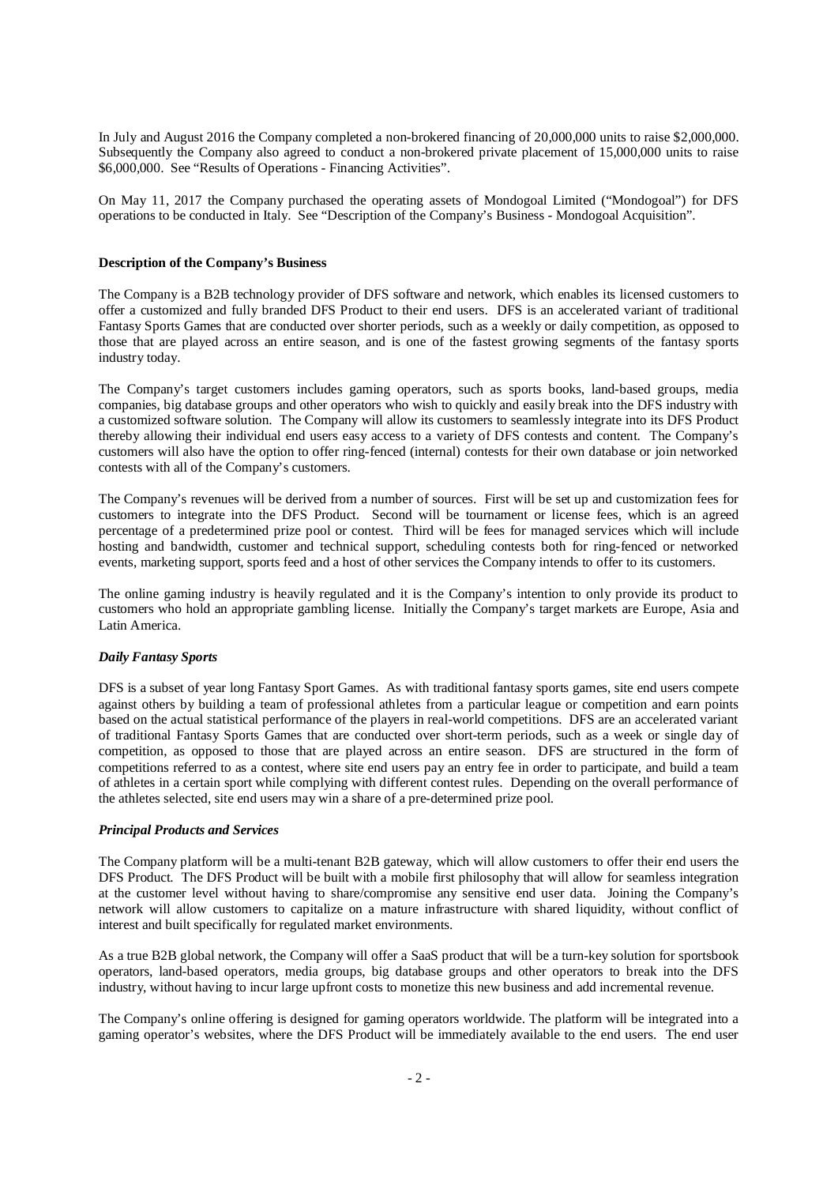In July and August 2016 the Company completed a non-brokered financing of 20,000,000 units to raise $2,000,000. Subsequently the Company also agreed to conduct a non-brokered private placement of 15,000,000 units to raise $6,000,000. See "Results of Operations - Financing Activities".

On May 11, 2017 the Company purchased the operating assets of Mondogoal Limited ("Mondogoal") for DFS operations to be conducted in Italy. See "Description of the Company's Business - Mondogoal Acquisition".

**Description of the Company's Business**

The Company is a B2B technology provider of DFS software and network, which enables its licensed customers to offer a customized and fully branded DFS Product to their end users. DFS is an accelerated variant of traditional Fantasy Sports Games that are conducted over shorter periods, such as a weekly or daily competition, as opposed to those that are played across an entire season, and is one of the fastest growing segments of the fantasy sports industry today.

The Company's target customers includes gaming operators, such as sports books, land-based groups, media companies, big database groups and other operators who wish to quickly and easily break into the DFS industry with a customized software solution. The Company will allow its customers to seamlessly integrate into its DFS Product thereby allowing their individual end users easy access to a variety of DFS contests and content. The Company's customers will also have the option to offer ring-fenced (internal) contests for their own database or join networked contests with all of the Company's customers.

The Company's revenues will be derived from a number of sources. First will be set up and customization fees for customers to integrate into the DFS Product. Second will be tournament or license fees, which is an agreed percentage of a predetermined prize pool or contest. Third will be fees for managed services which will include hosting and bandwidth, customer and technical support, scheduling contests both for ring-fenced or networked events, marketing support, sports feed and a host of other services the Company intends to offer to its customers.

The online gaming industry is heavily regulated and it is the Company's intention to only provide its product to customers who hold an appropriate gambling license. Initially the Company's target markets are Europe, Asia and Latin America.

***Daily Fantasy Sports***

DFS is a subset of year long Fantasy Sport Games. As with traditional fantasy sports games, site end users compete against others by building a team of professional athletes from a particular league or competition and earn points based on the actual statistical performance of the players in real-world competitions. DFS are an accelerated variant of traditional Fantasy Sports Games that are conducted over short-term periods, such as a week or single day of competition, as opposed to those that are played across an entire season. DFS are structured in the form of competitions referred to as a contest, where site end users pay an entry fee in order to participate, and build a team of athletes in a certain sport while complying with different contest rules. Depending on the overall performance of the athletes selected, site end users may win a share of a pre-determined prize pool.

***Principal Products and Services***

The Company platform will be a multi-tenant B2B gateway, which will allow customers to offer their end users the DFS Product. The DFS Product will be built with a mobile first philosophy that will allow for seamless integration at the customer level without having to share/compromise any sensitive end user data. Joining the Company's network will allow customers to capitalize on a mature infrastructure with shared liquidity, without conflict of interest and built specifically for regulated market environments.

As a true B2B global network, the Company will offer a SaaS product that will be a turn-key solution for sportsbook operators, land-based operators, media groups, big database groups and other operators to break into the DFS industry, without having to incur large upfront costs to monetize this new business and add incremental revenue.

The Company's online offering is designed for gaming operators worldwide. The platform will be integrated into a gaming operator's websites, where the DFS Product will be immediately available to the end users. The end user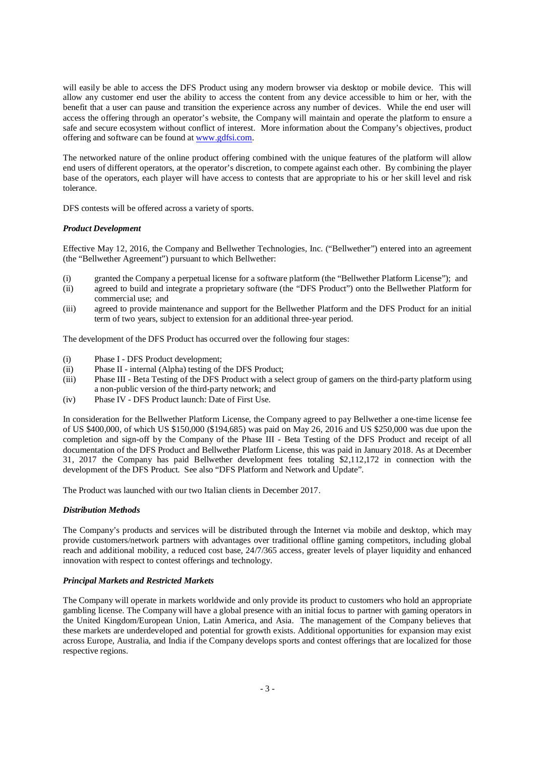will easily be able to access the DFS Product using any modern browser via desktop or mobile device. This will allow any customer end user the ability to access the content from any device accessible to him or her, with the benefit that a user can pause and transition the experience across any number of devices. While the end user will access the offering through an operator's website, the Company will maintain and operate the platform to ensure a safe and secure ecosystem without conflict of interest. More information about the Company's objectives, product offering and software can be found at www.gdfsi.com.

The networked nature of the online product offering combined with the unique features of the platform will allow end users of different operators, at the operator's discretion, to compete against each other. By combining the player base of the operators, each player will have access to contests that are appropriate to his or her skill level and risk tolerance.

DFS contests will be offered across a variety of sports.

***Product Development***

Effective May 12, 2016, the Company and Bellwether Technologies, Inc. ("Bellwether") entered into an agreement (the "Bellwether Agreement") pursuant to which Bellwether:

(i) granted the Company a perpetual license for a software platform (the "Bellwether Platform License"); and
(ii) agreed to build and integrate a proprietary software (the "DFS Product") onto the Bellwether Platform for commercial use; and
(iii) agreed to provide maintenance and support for the Bellwether Platform and the DFS Product for an initial term of two years, subject to extension for an additional three-year period.

The development of the DFS Product has occurred over the following four stages:

(i) Phase I - DFS Product development;
(ii) Phase II - internal (Alpha) testing of the DFS Product;
(iii) Phase III - Beta Testing of the DFS Product with a select group of gamers on the third-party platform using a non-public version of the third-party network; and
(iv) Phase IV - DFS Product launch: Date of First Use.

In consideration for the Bellwether Platform License, the Company agreed to pay Bellwether a one-time license fee of US $400,000, of which US $150,000 ($194,685) was paid on May 26, 2016 and US $250,000 was due upon the completion and sign-off by the Company of the Phase III - Beta Testing of the DFS Product and receipt of all documentation of the DFS Product and Bellwether Platform License, this was paid in January 2018. As at December 31, 2017 the Company has paid Bellwether development fees totaling $2,112,172 in connection with the development of the DFS Product. See also "DFS Platform and Network and Update".

The Product was launched with our two Italian clients in December 2017.

***Distribution Methods***

The Company's products and services will be distributed through the Internet via mobile and desktop, which may provide customers/network partners with advantages over traditional offline gaming competitors, including global reach and additional mobility, a reduced cost base, 24/7/365 access, greater levels of player liquidity and enhanced innovation with respect to contest offerings and technology.

***Principal Markets and Restricted Markets***

The Company will operate in markets worldwide and only provide its product to customers who hold an appropriate gambling license. The Company will have a global presence with an initial focus to partner with gaming operators in the United Kingdom/European Union, Latin America, and Asia. The management of the Company believes that these markets are underdeveloped and potential for growth exists. Additional opportunities for expansion may exist across Europe, Australia, and India if the Company develops sports and contest offerings that are localized for those respective regions.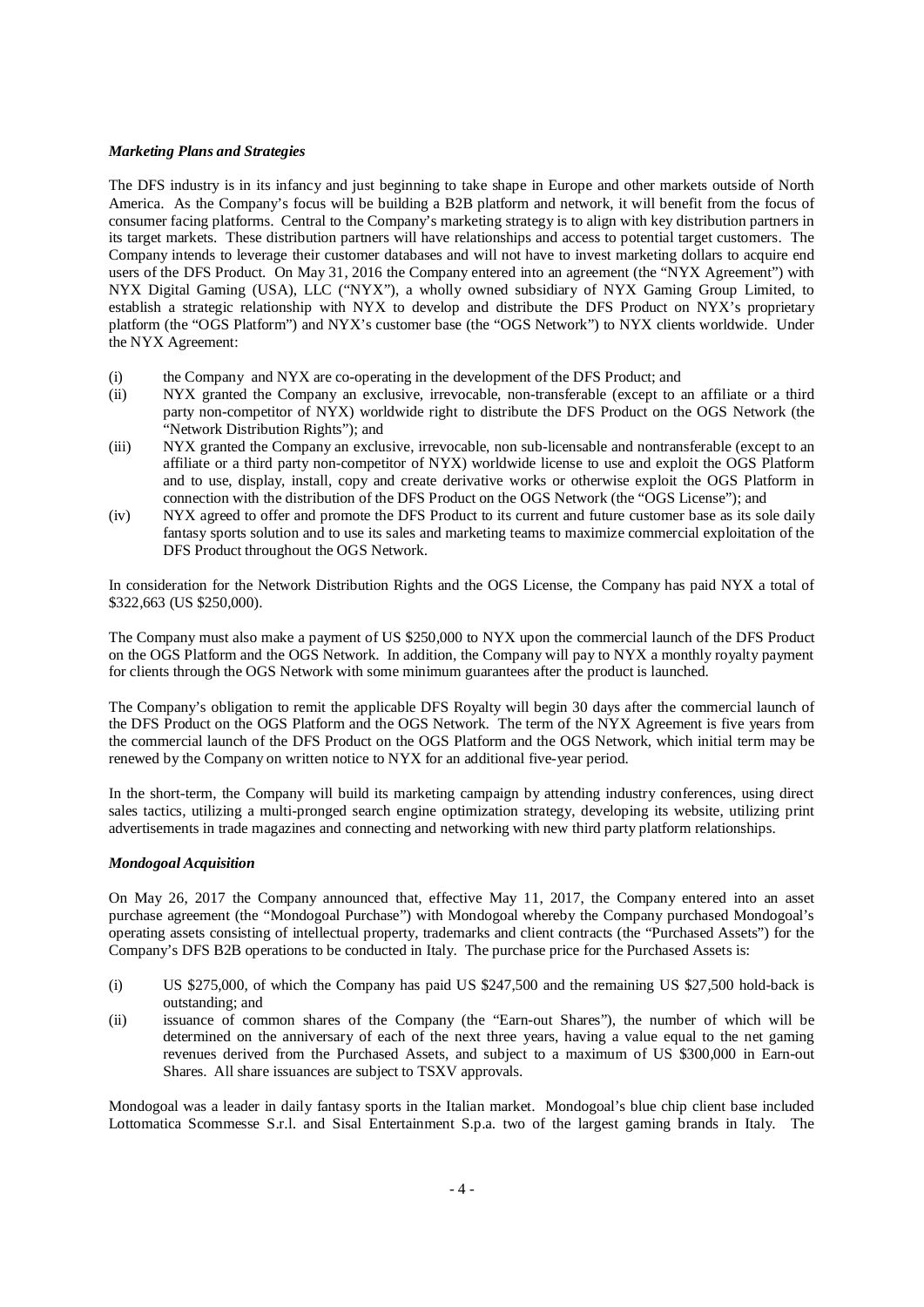***Marketing Plans and Strategies***

The DFS industry is in its infancy and just beginning to take shape in Europe and other markets outside of North America. As the Company's focus will be building a B2B platform and network, it will benefit from the focus of consumer facing platforms. Central to the Company's marketing strategy is to align with key distribution partners in its target markets. These distribution partners will have relationships and access to potential target customers. The Company intends to leverage their customer databases and will not have to invest marketing dollars to acquire end users of the DFS Product. On May 31, 2016 the Company entered into an agreement (the "NYX Agreement") with NYX Digital Gaming (USA), LLC ("NYX"), a wholly owned subsidiary of NYX Gaming Group Limited, to establish a strategic relationship with NYX to develop and distribute the DFS Product on NYX's proprietary platform (the "OGS Platform") and NYX's customer base (the "OGS Network") to NYX clients worldwide. Under the NYX Agreement:

(i) the Company and NYX are co-operating in the development of the DFS Product; and

(ii) NYX granted the Company an exclusive, irrevocable, non-transferable (except to an affiliate or a third party non-competitor of NYX) worldwide right to distribute the DFS Product on the OGS Network (the "Network Distribution Rights"); and

(iii) NYX granted the Company an exclusive, irrevocable, non sub-licensable and nontransferable (except to an affiliate or a third party non-competitor of NYX) worldwide license to use and exploit the OGS Platform and to use, display, install, copy and create derivative works or otherwise exploit the OGS Platform in connection with the distribution of the DFS Product on the OGS Network (the "OGS License"); and

(iv) NYX agreed to offer and promote the DFS Product to its current and future customer base as its sole daily fantasy sports solution and to use its sales and marketing teams to maximize commercial exploitation of the DFS Product throughout the OGS Network.

In consideration for the Network Distribution Rights and the OGS License, the Company has paid NYX a total of $322,663 (US $250,000).

The Company must also make a payment of US $250,000 to NYX upon the commercial launch of the DFS Product on the OGS Platform and the OGS Network. In addition, the Company will pay to NYX a monthly royalty payment for clients through the OGS Network with some minimum guarantees after the product is launched.

The Company's obligation to remit the applicable DFS Royalty will begin 30 days after the commercial launch of the DFS Product on the OGS Platform and the OGS Network. The term of the NYX Agreement is five years from the commercial launch of the DFS Product on the OGS Platform and the OGS Network, which initial term may be renewed by the Company on written notice to NYX for an additional five-year period.

In the short-term, the Company will build its marketing campaign by attending industry conferences, using direct sales tactics, utilizing a multi-pronged search engine optimization strategy, developing its website, utilizing print advertisements in trade magazines and connecting and networking with new third party platform relationships.

***Mondogoal Acquisition***

On May 26, 2017 the Company announced that, effective May 11, 2017, the Company entered into an asset purchase agreement (the "Mondogoal Purchase") with Mondogoal whereby the Company purchased Mondogoal's operating assets consisting of intellectual property, trademarks and client contracts (the "Purchased Assets") for the Company's DFS B2B operations to be conducted in Italy. The purchase price for the Purchased Assets is:

(i) US $275,000, of which the Company has paid US $247,500 and the remaining US $27,500 hold-back is outstanding; and

(ii) issuance of common shares of the Company (the "Earn-out Shares"), the number of which will be determined on the anniversary of each of the next three years, having a value equal to the net gaming revenues derived from the Purchased Assets, and subject to a maximum of US $300,000 in Earn-out Shares. All share issuances are subject to TSXV approvals.

Mondogoal was a leader in daily fantasy sports in the Italian market. Mondogoal's blue chip client base included Lottomatica Scommesse S.r.l. and Sisal Entertainment S.p.a. two of the largest gaming brands in Italy. The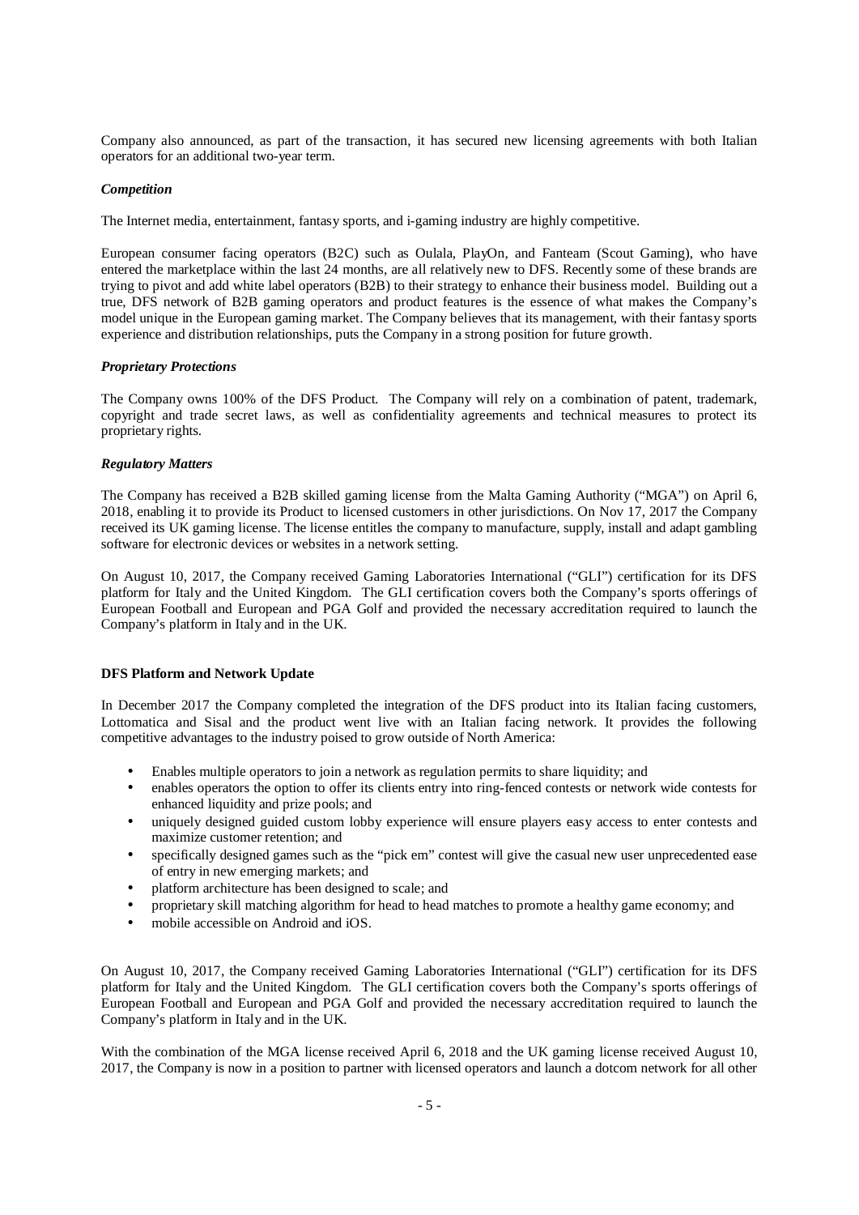Company also announced, as part of the transaction, it has secured new licensing agreements with both Italian operators for an additional two-year term.

***Competition***

The Internet media, entertainment, fantasy sports, and i-gaming industry are highly competitive.

European consumer facing operators (B2C) such as Oulala, PlayOn, and Fanteam (Scout Gaming), who have entered the marketplace within the last 24 months, are all relatively new to DFS. Recently some of these brands are trying to pivot and add white label operators (B2B) to their strategy to enhance their business model. Building out a true, DFS network of B2B gaming operators and product features is the essence of what makes the Company's model unique in the European gaming market. The Company believes that its management, with their fantasy sports experience and distribution relationships, puts the Company in a strong position for future growth.

***Proprietary Protections***

The Company owns 100% of the DFS Product. The Company will rely on a combination of patent, trademark, copyright and trade secret laws, as well as confidentiality agreements and technical measures to protect its proprietary rights.

***Regulatory Matters***

The Company has received a B2B skilled gaming license from the Malta Gaming Authority ("MGA") on April 6, 2018, enabling it to provide its Product to licensed customers in other jurisdictions. On Nov 17, 2017 the Company received its UK gaming license. The license entitles the company to manufacture, supply, install and adapt gambling software for electronic devices or websites in a network setting.

On August 10, 2017, the Company received Gaming Laboratories International ("GLI") certification for its DFS platform for Italy and the United Kingdom. The GLI certification covers both the Company's sports offerings of European Football and European and PGA Golf and provided the necessary accreditation required to launch the Company's platform in Italy and in the UK.

**DFS Platform and Network Update**

In December 2017 the Company completed the integration of the DFS product into its Italian facing customers, Lottomatica and Sisal and the product went live with an Italian facing network. It provides the following competitive advantages to the industry poised to grow outside of North America:

- Enables multiple operators to join a network as regulation permits to share liquidity; and
- enables operators the option to offer its clients entry into ring-fenced contests or network wide contests for enhanced liquidity and prize pools; and
- uniquely designed guided custom lobby experience will ensure players easy access to enter contests and maximize customer retention; and
- specifically designed games such as the "pick em" contest will give the casual new user unprecedented ease of entry in new emerging markets; and
- platform architecture has been designed to scale; and
- proprietary skill matching algorithm for head to head matches to promote a healthy game economy; and
- mobile accessible on Android and iOS.

On August 10, 2017, the Company received Gaming Laboratories International ("GLI") certification for its DFS platform for Italy and the United Kingdom. The GLI certification covers both the Company's sports offerings of European Football and European and PGA Golf and provided the necessary accreditation required to launch the Company's platform in Italy and in the UK.

With the combination of the MGA license received April 6, 2018 and the UK gaming license received August 10, 2017, the Company is now in a position to partner with licensed operators and launch a dotcom network for all other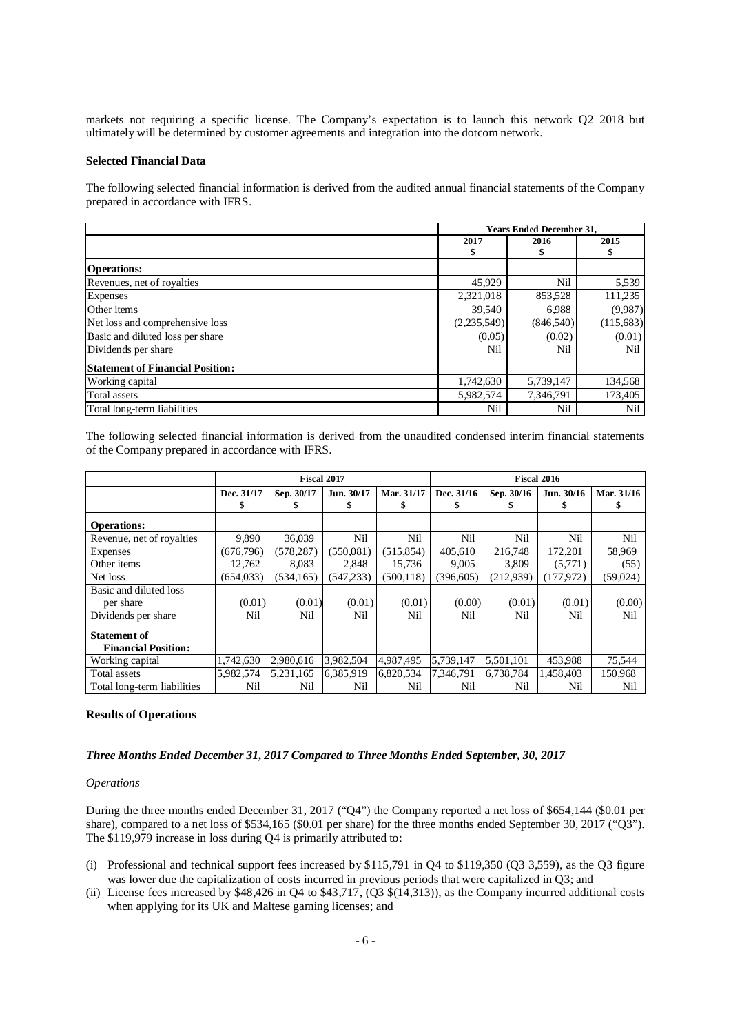markets not requiring a specific license. The Company's expectation is to launch this network Q2 2018 but ultimately will be determined by customer agreements and integration into the dotcom network.

**Selected Financial Data**

The following selected financial information is derived from the audited annual financial statements of the Company prepared in accordance with IFRS.

| | Years Ended December 31, | | |
|---|---|---|---|
| | 2017<br>$ | 2016<br>$ | 2015<br>$ |
| **Operations:** | | | |
| Revenues, net of royalties | 45,929 | Nil | 5,539 |
| Expenses | 2,321,018 | 853,528 | 111,235 |
| Other items | 39,540 | 6,988 | (9,987) |
| Net loss and comprehensive loss | (2,235,549) | (846,540) | (115,683) |
| Basic and diluted loss per share | (0.05) | (0.02) | (0.01) |
| Dividends per share | Nil | Nil | Nil |
| **Statement of Financial Position:** | | | |
| Working capital | 1,742,630 | 5,739,147 | 134,568 |
| Total assets | 5,982,574 | 7,346,791 | 173,405 |
| Total long-term liabilities | Nil | Nil | Nil |

The following selected financial information is derived from the unaudited condensed interim financial statements of the Company prepared in accordance with IFRS.

| | Fiscal 2017 | | | | Fiscal 2016 | | | |
|---|---|---|---|---|---|---|---|---|
| | Dec. 31/17<br>$ | Sep. 30/17<br>$ | Jun. 30/17<br>$ | Mar. 31/17<br>$ | Dec. 31/16<br>$ | Sep. 30/16<br>$ | Jun. 30/16<br>$ | Mar. 31/16<br>$ |
| **Operations:** | | | | | | | | |
| Revenue, net of royalties | 9,890 | 36,039 | Nil | Nil | Nil | Nil | Nil | Nil |
| Expenses | (676,796) | (578,287) | (550,081) | (515,854) | 405,610 | 216,748 | 172,201 | 58,969 |
| Other items | 12,762 | 8,083 | 2,848 | 15,736 | 9,005 | 3,809 | (5,771) | (55) |
| Net loss | (654,033) | (534,165) | (547,233) | (500,118) | (396,605) | (212,939) | (177,972) | (59,024) |
| Basic and diluted loss per share | (0.01) | (0.01) | (0.01) | (0.01) | (0.00) | (0.01) | (0.01) | (0.00) |
| Dividends per share | Nil | Nil | Nil | Nil | Nil | Nil | Nil | Nil |
| **Statement of Financial Position:** | | | | | | | | |
| Working capital | 1,742,630 | 2,980,616 | 3,982,504 | 4,987,495 | 5,739,147 | 5,501,101 | 453,988 | 75,544 |
| Total assets | 5,982,574 | 5,231,165 | 6,385,919 | 6,820,534 | 7,346,791 | 6,738,784 | 1,458,403 | 150,968 |
| Total long-term liabilities | Nil | Nil | Nil | Nil | Nil | Nil | Nil | Nil |

**Results of Operations**

***Three Months Ended December 31, 2017 Compared to Three Months Ended September, 30, 2017***

*Operations*

During the three months ended December 31, 2017 ("Q4") the Company reported a net loss of $654,144 ($0.01 per share), compared to a net loss of $534,165 ($0.01 per share) for the three months ended September 30, 2017 ("Q3"). The $119,979 increase in loss during Q4 is primarily attributed to:

(i) Professional and technical support fees increased by $115,791 in Q4 to $119,350 (Q3 3,559), as the Q3 figure was lower due the capitalization of costs incurred in previous periods that were capitalized in Q3; and
(ii) License fees increased by $48,426 in Q4 to $43,717, (Q3 $(14,313)), as the Company incurred additional costs when applying for its UK and Maltese gaming licenses; and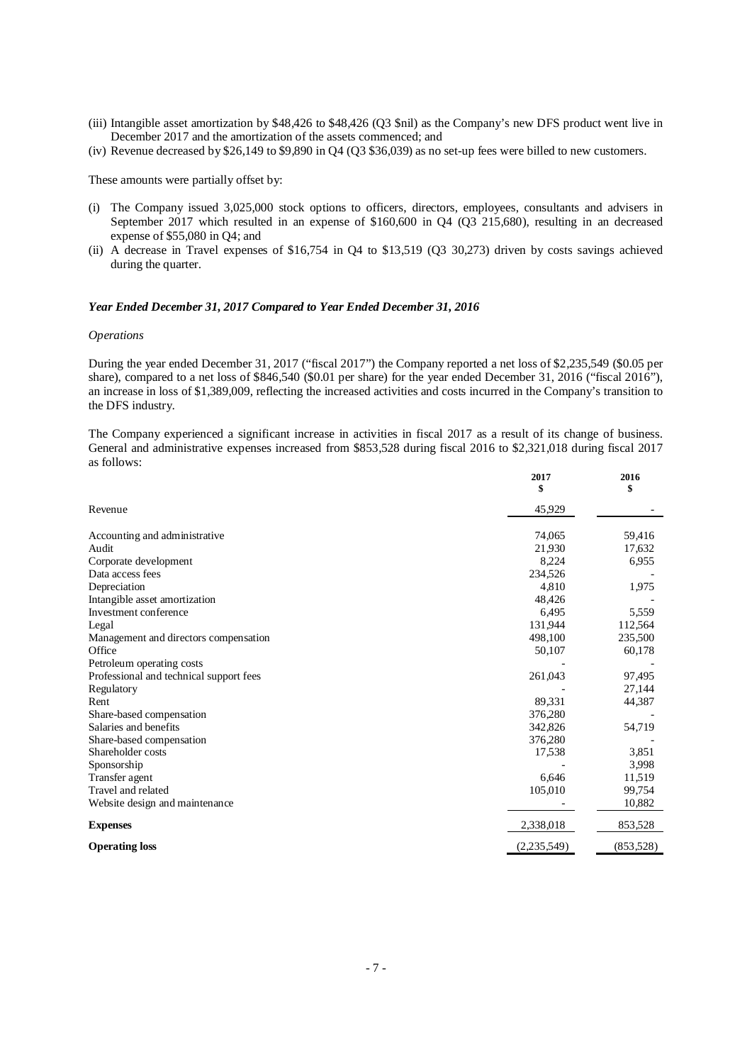(iii) Intangible asset amortization by $48,426 to $48,426 (Q3 $nil) as the Company's new DFS product went live in December 2017 and the amortization of the assets commenced; and

(iv) Revenue decreased by $26,149 to $9,890 in Q4 (Q3 $36,039) as no set-up fees were billed to new customers.

These amounts were partially offset by:

(i) The Company issued 3,025,000 stock options to officers, directors, employees, consultants and advisers in September 2017 which resulted in an expense of $160,600 in Q4 (Q3 215,680), resulting in an decreased expense of $55,080 in Q4; and

(ii) A decrease in Travel expenses of $16,754 in Q4 to $13,519 (Q3 30,273) driven by costs savings achieved during the quarter.

### *Year Ended December 31, 2017 Compared to Year Ended December 31, 2016*

*Operations*

During the year ended December 31, 2017 ("fiscal 2017") the Company reported a net loss of $2,235,549 ($0.05 per share), compared to a net loss of $846,540 ($0.01 per share) for the year ended December 31, 2016 ("fiscal 2016"), an increase in loss of $1,389,009, reflecting the increased activities and costs incurred in the Company's transition to the DFS industry.

The Company experienced a significant increase in activities in fiscal 2017 as a result of its change of business. General and administrative expenses increased from $853,528 during fiscal 2016 to $2,321,018 during fiscal 2017 as follows:

| | 2017<br>$ | 2016<br>$ |
|---|---|---|
| Revenue | 45,929 | - |
| Accounting and administrative | 74,065 | 59,416 |
| Audit | 21,930 | 17,632 |
| Corporate development | 8,224 | 6,955 |
| Data access fees | 234,526 | - |
| Depreciation | 4,810 | 1,975 |
| Intangible asset amortization | 48,426 | - |
| Investment conference | 6,495 | 5,559 |
| Legal | 131,944 | 112,564 |
| Management and directors compensation | 498,100 | 235,500 |
| Office | 50,107 | 60,178 |
| Petroleum operating costs | - | - |
| Professional and technical support fees | 261,043 | 97,495 |
| Regulatory | - | 27,144 |
| Rent | 89,331 | 44,387 |
| Share-based compensation | 376,280 | - |
| Salaries and benefits | 342,826 | 54,719 |
| Share-based compensation | 376,280 | - |
| Shareholder costs | 17,538 | 3,851 |
| Sponsorship | - | 3,998 |
| Transfer agent | 6,646 | 11,519 |
| Travel and related | 105,010 | 99,754 |
| Website design and maintenance | - | 10,882 |
| **Expenses** | 2,338,018 | 853,528 |
| **Operating loss** | (2,235,549) | (853,528) |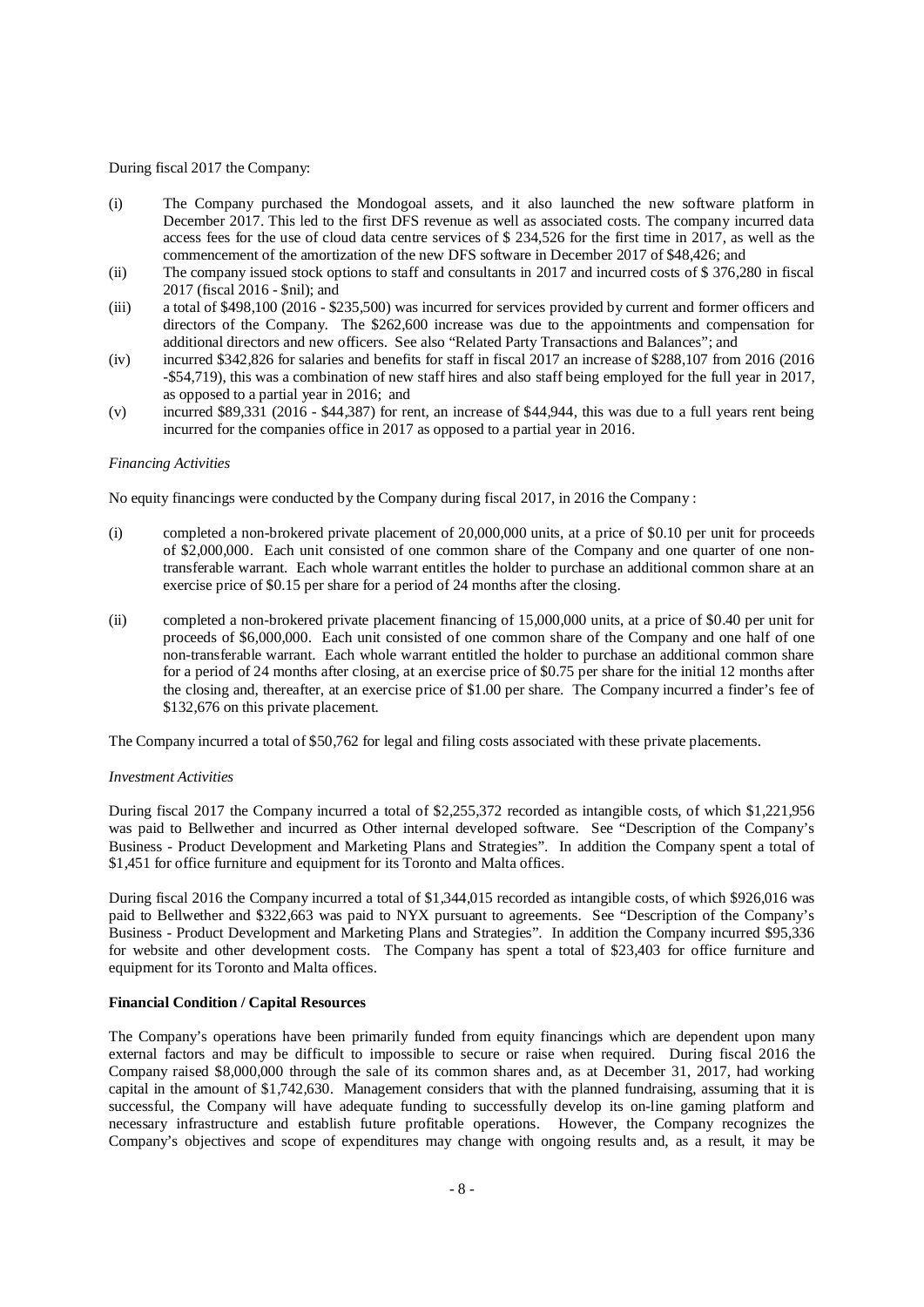During fiscal 2017 the Company:

(i) The Company purchased the Mondogoal assets, and it also launched the new software platform in December 2017. This led to the first DFS revenue as well as associated costs. The company incurred data access fees for the use of cloud data centre services of $ 234,526 for the first time in 2017, as well as the commencement of the amortization of the new DFS software in December 2017 of $48,426; and

(ii) The company issued stock options to staff and consultants in 2017 and incurred costs of $ 376,280 in fiscal 2017 (fiscal 2016 - $nil); and

(iii) a total of $498,100 (2016 - $235,500) was incurred for services provided by current and former officers and directors of the Company. The $262,600 increase was due to the appointments and compensation for additional directors and new officers. See also "Related Party Transactions and Balances"; and

(iv) incurred $342,826 for salaries and benefits for staff in fiscal 2017 an increase of $288,107 from 2016 (2016 -$54,719), this was a combination of new staff hires and also staff being employed for the full year in 2017, as opposed to a partial year in 2016; and

(v) incurred $89,331 (2016 - $44,387) for rent, an increase of $44,944, this was due to a full years rent being incurred for the companies office in 2017 as opposed to a partial year in 2016.

*Financing Activities*

No equity financings were conducted by the Company during fiscal 2017, in 2016 the Company :

(i) completed a non-brokered private placement of 20,000,000 units, at a price of $0.10 per unit for proceeds of $2,000,000. Each unit consisted of one common share of the Company and one quarter of one non-transferable warrant. Each whole warrant entitles the holder to purchase an additional common share at an exercise price of $0.15 per share for a period of 24 months after the closing.

(ii) completed a non-brokered private placement financing of 15,000,000 units, at a price of $0.40 per unit for proceeds of $6,000,000. Each unit consisted of one common share of the Company and one half of one non-transferable warrant. Each whole warrant entitled the holder to purchase an additional common share for a period of 24 months after closing, at an exercise price of $0.75 per share for the initial 12 months after the closing and, thereafter, at an exercise price of $1.00 per share. The Company incurred a finder's fee of $132,676 on this private placement.

The Company incurred a total of $50,762 for legal and filing costs associated with these private placements.

*Investment Activities*

During fiscal 2017 the Company incurred a total of $2,255,372 recorded as intangible costs, of which $1,221,956 was paid to Bellwether and incurred as Other internal developed software. See "Description of the Company's Business - Product Development and Marketing Plans and Strategies". In addition the Company spent a total of $1,451 for office furniture and equipment for its Toronto and Malta offices.

During fiscal 2016 the Company incurred a total of $1,344,015 recorded as intangible costs, of which $926,016 was paid to Bellwether and $322,663 was paid to NYX pursuant to agreements. See "Description of the Company's Business - Product Development and Marketing Plans and Strategies". In addition the Company incurred $95,336 for website and other development costs. The Company has spent a total of $23,403 for office furniture and equipment for its Toronto and Malta offices.

**Financial Condition / Capital Resources**

The Company's operations have been primarily funded from equity financings which are dependent upon many external factors and may be difficult to impossible to secure or raise when required. During fiscal 2016 the Company raised $8,000,000 through the sale of its common shares and, as at December 31, 2017, had working capital in the amount of $1,742,630. Management considers that with the planned fundraising, assuming that it is successful, the Company will have adequate funding to successfully develop its on-line gaming platform and necessary infrastructure and establish future profitable operations. However, the Company recognizes the Company's objectives and scope of expenditures may change with ongoing results and, as a result, it may be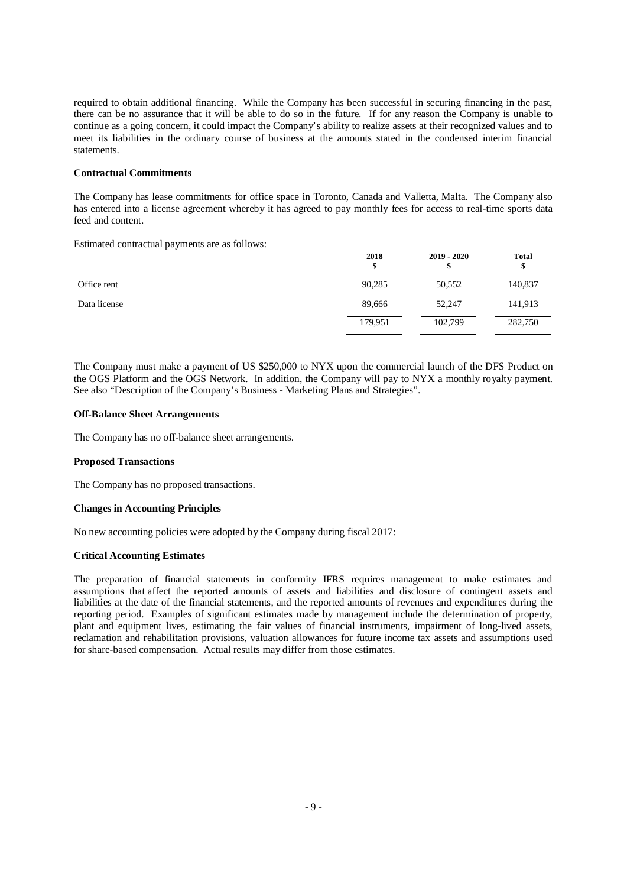required to obtain additional financing. While the Company has been successful in securing financing in the past, there can be no assurance that it will be able to do so in the future. If for any reason the Company is unable to continue as a going concern, it could impact the Company's ability to realize assets at their recognized values and to meet its liabilities in the ordinary course of business at the amounts stated in the condensed interim financial statements.

**Contractual Commitments**

The Company has lease commitments for office space in Toronto, Canada and Valletta, Malta. The Company also has entered into a license agreement whereby it has agreed to pay monthly fees for access to real-time sports data feed and content.

Estimated contractual payments are as follows:

| | 2018<br>$ | 2019 - 2020<br>$ | Total<br>$ |
|---|---|---|---|
| Office rent | 90,285 | 50,552 | 140,837 |
| Data license | 89,666 | 52,247 | 141,913 |
| | 179,951 | 102,799 | 282,750 |

The Company must make a payment of US $250,000 to NYX upon the commercial launch of the DFS Product on the OGS Platform and the OGS Network. In addition, the Company will pay to NYX a monthly royalty payment. See also "Description of the Company's Business - Marketing Plans and Strategies".

**Off-Balance Sheet Arrangements**

The Company has no off-balance sheet arrangements.

**Proposed Transactions**

The Company has no proposed transactions.

**Changes in Accounting Principles**

No new accounting policies were adopted by the Company during fiscal 2017:

**Critical Accounting Estimates**

The preparation of financial statements in conformity IFRS requires management to make estimates and assumptions that affect the reported amounts of assets and liabilities and disclosure of contingent assets and liabilities at the date of the financial statements, and the reported amounts of revenues and expenditures during the reporting period. Examples of significant estimates made by management include the determination of property, plant and equipment lives, estimating the fair values of financial instruments, impairment of long-lived assets, reclamation and rehabilitation provisions, valuation allowances for future income tax assets and assumptions used for share-based compensation. Actual results may differ from those estimates.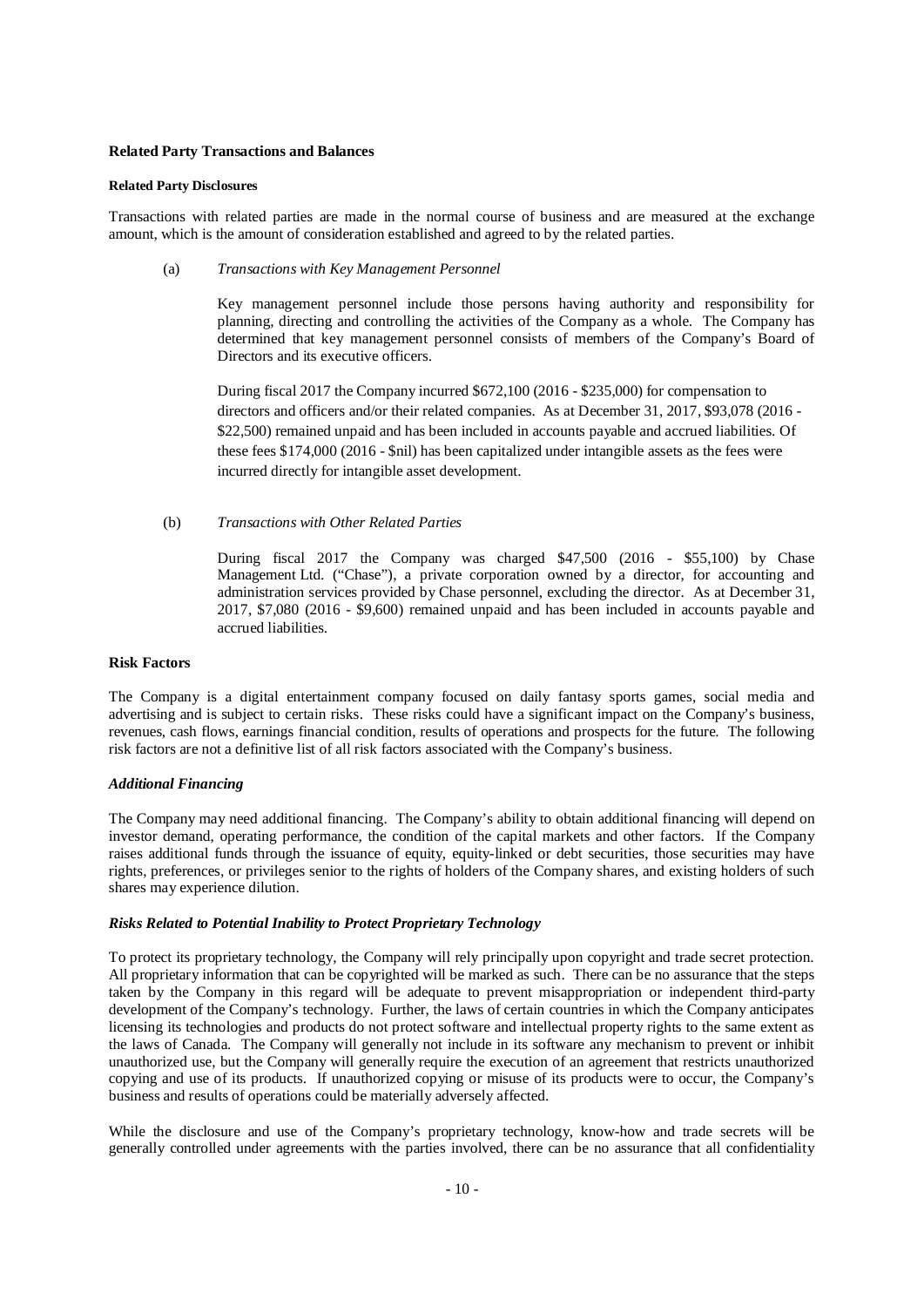**Related Party Transactions and Balances**

**Related Party Disclosures**

Transactions with related parties are made in the normal course of business and are measured at the exchange amount, which is the amount of consideration established and agreed to by the related parties.

(a) *Transactions with Key Management Personnel*

Key management personnel include those persons having authority and responsibility for planning, directing and controlling the activities of the Company as a whole. The Company has determined that key management personnel consists of members of the Company's Board of Directors and its executive officers.

During fiscal 2017 the Company incurred $672,100 (2016 - $235,000) for compensation to directors and officers and/or their related companies. As at December 31, 2017, $93,078 (2016 - $22,500) remained unpaid and has been included in accounts payable and accrued liabilities. Of these fees $174,000 (2016 - $nil) has been capitalized under intangible assets as the fees were incurred directly for intangible asset development.

(b) *Transactions with Other Related Parties*

During fiscal 2017 the Company was charged $47,500 (2016 - $55,100) by Chase Management Ltd. ("Chase"), a private corporation owned by a director, for accounting and administration services provided by Chase personnel, excluding the director. As at December 31, 2017, $7,080 (2016 - $9,600) remained unpaid and has been included in accounts payable and accrued liabilities.

**Risk Factors**

The Company is a digital entertainment company focused on daily fantasy sports games, social media and advertising and is subject to certain risks. These risks could have a significant impact on the Company's business, revenues, cash flows, earnings financial condition, results of operations and prospects for the future. The following risk factors are not a definitive list of all risk factors associated with the Company's business.

***Additional Financing***

The Company may need additional financing. The Company's ability to obtain additional financing will depend on investor demand, operating performance, the condition of the capital markets and other factors. If the Company raises additional funds through the issuance of equity, equity-linked or debt securities, those securities may have rights, preferences, or privileges senior to the rights of holders of the Company shares, and existing holders of such shares may experience dilution.

***Risks Related to Potential Inability to Protect Proprietary Technology***

To protect its proprietary technology, the Company will rely principally upon copyright and trade secret protection. All proprietary information that can be copyrighted will be marked as such. There can be no assurance that the steps taken by the Company in this regard will be adequate to prevent misappropriation or independent third-party development of the Company's technology. Further, the laws of certain countries in which the Company anticipates licensing its technologies and products do not protect software and intellectual property rights to the same extent as the laws of Canada. The Company will generally not include in its software any mechanism to prevent or inhibit unauthorized use, but the Company will generally require the execution of an agreement that restricts unauthorized copying and use of its products. If unauthorized copying or misuse of its products were to occur, the Company's business and results of operations could be materially adversely affected.

While the disclosure and use of the Company's proprietary technology, know-how and trade secrets will be generally controlled under agreements with the parties involved, there can be no assurance that all confidentiality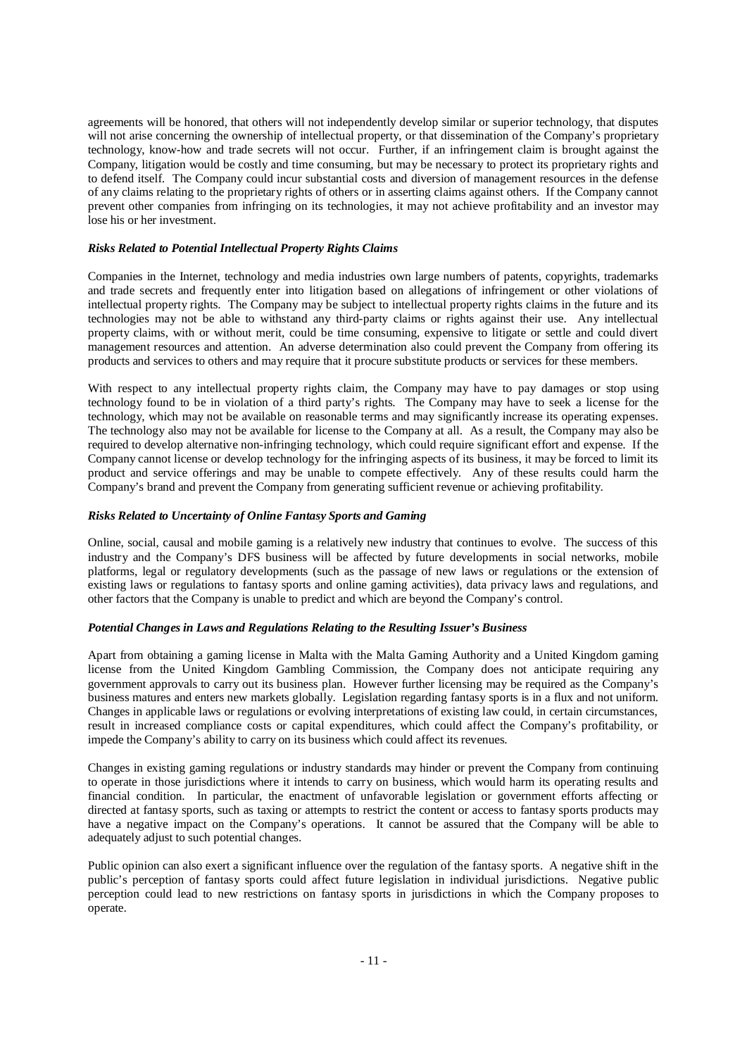agreements will be honored, that others will not independently develop similar or superior technology, that disputes will not arise concerning the ownership of intellectual property, or that dissemination of the Company's proprietary technology, know-how and trade secrets will not occur. Further, if an infringement claim is brought against the Company, litigation would be costly and time consuming, but may be necessary to protect its proprietary rights and to defend itself. The Company could incur substantial costs and diversion of management resources in the defense of any claims relating to the proprietary rights of others or in asserting claims against others. If the Company cannot prevent other companies from infringing on its technologies, it may not achieve profitability and an investor may lose his or her investment.

***Risks Related to Potential Intellectual Property Rights Claims***

Companies in the Internet, technology and media industries own large numbers of patents, copyrights, trademarks and trade secrets and frequently enter into litigation based on allegations of infringement or other violations of intellectual property rights. The Company may be subject to intellectual property rights claims in the future and its technologies may not be able to withstand any third-party claims or rights against their use. Any intellectual property claims, with or without merit, could be time consuming, expensive to litigate or settle and could divert management resources and attention. An adverse determination also could prevent the Company from offering its products and services to others and may require that it procure substitute products or services for these members.

With respect to any intellectual property rights claim, the Company may have to pay damages or stop using technology found to be in violation of a third party's rights. The Company may have to seek a license for the technology, which may not be available on reasonable terms and may significantly increase its operating expenses. The technology also may not be available for license to the Company at all. As a result, the Company may also be required to develop alternative non-infringing technology, which could require significant effort and expense. If the Company cannot license or develop technology for the infringing aspects of its business, it may be forced to limit its product and service offerings and may be unable to compete effectively. Any of these results could harm the Company's brand and prevent the Company from generating sufficient revenue or achieving profitability.

***Risks Related to Uncertainty of Online Fantasy Sports and Gaming***

Online, social, causal and mobile gaming is a relatively new industry that continues to evolve. The success of this industry and the Company's DFS business will be affected by future developments in social networks, mobile platforms, legal or regulatory developments (such as the passage of new laws or regulations or the extension of existing laws or regulations to fantasy sports and online gaming activities), data privacy laws and regulations, and other factors that the Company is unable to predict and which are beyond the Company's control.

***Potential Changes in Laws and Regulations Relating to the Resulting Issuer's Business***

Apart from obtaining a gaming license in Malta with the Malta Gaming Authority and a United Kingdom gaming license from the United Kingdom Gambling Commission, the Company does not anticipate requiring any government approvals to carry out its business plan. However further licensing may be required as the Company's business matures and enters new markets globally. Legislation regarding fantasy sports is in a flux and not uniform. Changes in applicable laws or regulations or evolving interpretations of existing law could, in certain circumstances, result in increased compliance costs or capital expenditures, which could affect the Company's profitability, or impede the Company's ability to carry on its business which could affect its revenues.

Changes in existing gaming regulations or industry standards may hinder or prevent the Company from continuing to operate in those jurisdictions where it intends to carry on business, which would harm its operating results and financial condition. In particular, the enactment of unfavorable legislation or government efforts affecting or directed at fantasy sports, such as taxing or attempts to restrict the content or access to fantasy sports products may have a negative impact on the Company's operations. It cannot be assured that the Company will be able to adequately adjust to such potential changes.

Public opinion can also exert a significant influence over the regulation of the fantasy sports. A negative shift in the public's perception of fantasy sports could affect future legislation in individual jurisdictions. Negative public perception could lead to new restrictions on fantasy sports in jurisdictions in which the Company proposes to operate.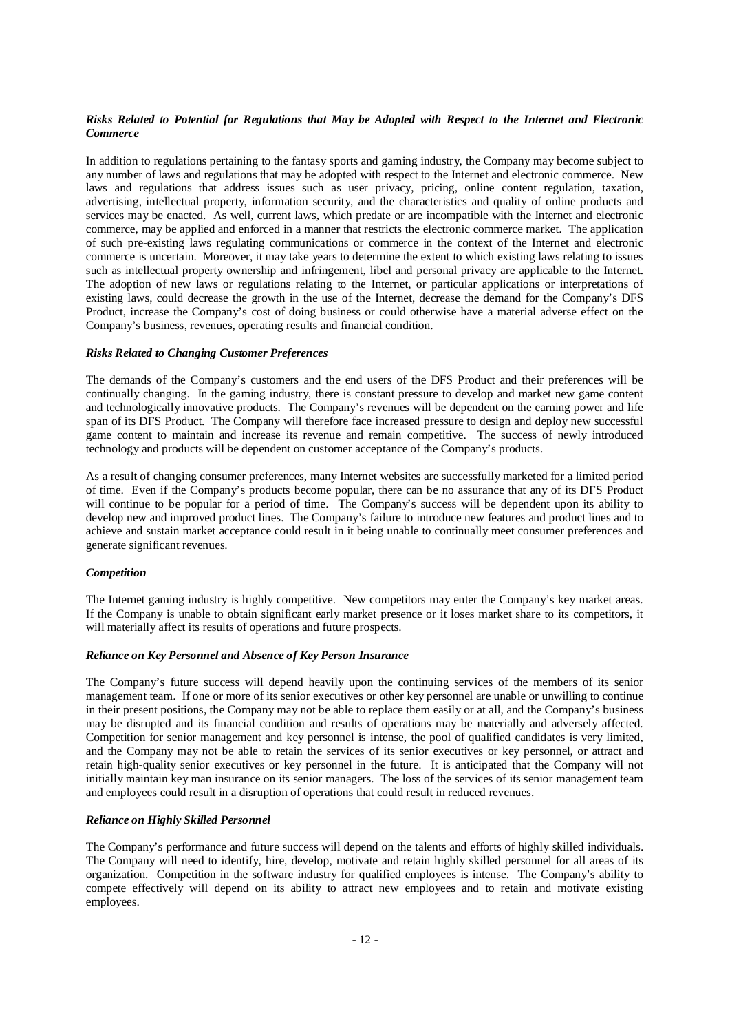***Risks Related to Potential for Regulations that May be Adopted with Respect to the Internet and Electronic Commerce***

In addition to regulations pertaining to the fantasy sports and gaming industry, the Company may become subject to any number of laws and regulations that may be adopted with respect to the Internet and electronic commerce. New laws and regulations that address issues such as user privacy, pricing, online content regulation, taxation, advertising, intellectual property, information security, and the characteristics and quality of online products and services may be enacted. As well, current laws, which predate or are incompatible with the Internet and electronic commerce, may be applied and enforced in a manner that restricts the electronic commerce market. The application of such pre-existing laws regulating communications or commerce in the context of the Internet and electronic commerce is uncertain. Moreover, it may take years to determine the extent to which existing laws relating to issues such as intellectual property ownership and infringement, libel and personal privacy are applicable to the Internet. The adoption of new laws or regulations relating to the Internet, or particular applications or interpretations of existing laws, could decrease the growth in the use of the Internet, decrease the demand for the Company's DFS Product, increase the Company's cost of doing business or could otherwise have a material adverse effect on the Company's business, revenues, operating results and financial condition.

***Risks Related to Changing Customer Preferences***

The demands of the Company's customers and the end users of the DFS Product and their preferences will be continually changing. In the gaming industry, there is constant pressure to develop and market new game content and technologically innovative products. The Company's revenues will be dependent on the earning power and life span of its DFS Product. The Company will therefore face increased pressure to design and deploy new successful game content to maintain and increase its revenue and remain competitive. The success of newly introduced technology and products will be dependent on customer acceptance of the Company's products.

As a result of changing consumer preferences, many Internet websites are successfully marketed for a limited period of time. Even if the Company's products become popular, there can be no assurance that any of its DFS Product will continue to be popular for a period of time. The Company's success will be dependent upon its ability to develop new and improved product lines. The Company's failure to introduce new features and product lines and to achieve and sustain market acceptance could result in it being unable to continually meet consumer preferences and generate significant revenues.

***Competition***

The Internet gaming industry is highly competitive. New competitors may enter the Company's key market areas. If the Company is unable to obtain significant early market presence or it loses market share to its competitors, it will materially affect its results of operations and future prospects.

***Reliance on Key Personnel and Absence of Key Person Insurance***

The Company's future success will depend heavily upon the continuing services of the members of its senior management team. If one or more of its senior executives or other key personnel are unable or unwilling to continue in their present positions, the Company may not be able to replace them easily or at all, and the Company's business may be disrupted and its financial condition and results of operations may be materially and adversely affected. Competition for senior management and key personnel is intense, the pool of qualified candidates is very limited, and the Company may not be able to retain the services of its senior executives or key personnel, or attract and retain high-quality senior executives or key personnel in the future. It is anticipated that the Company will not initially maintain key man insurance on its senior managers. The loss of the services of its senior management team and employees could result in a disruption of operations that could result in reduced revenues.

***Reliance on Highly Skilled Personnel***

The Company's performance and future success will depend on the talents and efforts of highly skilled individuals. The Company will need to identify, hire, develop, motivate and retain highly skilled personnel for all areas of its organization. Competition in the software industry for qualified employees is intense. The Company's ability to compete effectively will depend on its ability to attract new employees and to retain and motivate existing employees.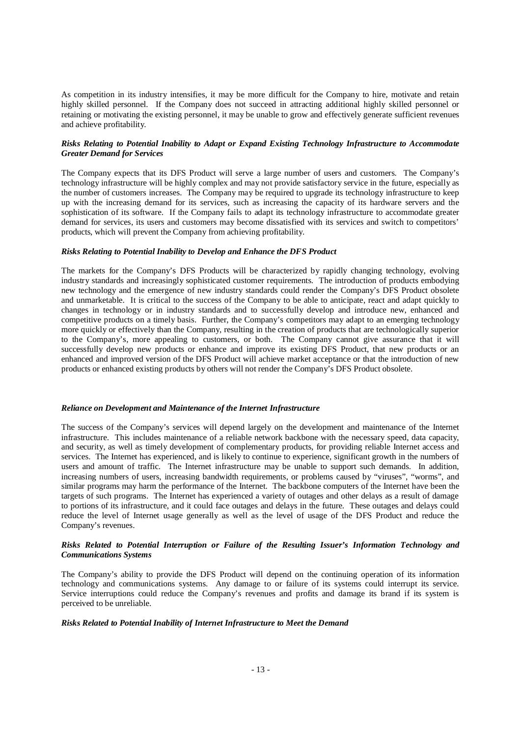As competition in its industry intensifies, it may be more difficult for the Company to hire, motivate and retain highly skilled personnel. If the Company does not succeed in attracting additional highly skilled personnel or retaining or motivating the existing personnel, it may be unable to grow and effectively generate sufficient revenues and achieve profitability.

***Risks Relating to Potential Inability to Adapt or Expand Existing Technology Infrastructure to Accommodate Greater Demand for Services***

The Company expects that its DFS Product will serve a large number of users and customers. The Company's technology infrastructure will be highly complex and may not provide satisfactory service in the future, especially as the number of customers increases. The Company may be required to upgrade its technology infrastructure to keep up with the increasing demand for its services, such as increasing the capacity of its hardware servers and the sophistication of its software. If the Company fails to adapt its technology infrastructure to accommodate greater demand for services, its users and customers may become dissatisfied with its services and switch to competitors' products, which will prevent the Company from achieving profitability.

***Risks Relating to Potential Inability to Develop and Enhance the DFS Product***

The markets for the Company's DFS Products will be characterized by rapidly changing technology, evolving industry standards and increasingly sophisticated customer requirements. The introduction of products embodying new technology and the emergence of new industry standards could render the Company's DFS Product obsolete and unmarketable. It is critical to the success of the Company to be able to anticipate, react and adapt quickly to changes in technology or in industry standards and to successfully develop and introduce new, enhanced and competitive products on a timely basis. Further, the Company's competitors may adapt to an emerging technology more quickly or effectively than the Company, resulting in the creation of products that are technologically superior to the Company's, more appealing to customers, or both. The Company cannot give assurance that it will successfully develop new products or enhance and improve its existing DFS Product, that new products or an enhanced and improved version of the DFS Product will achieve market acceptance or that the introduction of new products or enhanced existing products by others will not render the Company's DFS Product obsolete.

***Reliance on Development and Maintenance of the Internet Infrastructure***

The success of the Company's services will depend largely on the development and maintenance of the Internet infrastructure. This includes maintenance of a reliable network backbone with the necessary speed, data capacity, and security, as well as timely development of complementary products, for providing reliable Internet access and services. The Internet has experienced, and is likely to continue to experience, significant growth in the numbers of users and amount of traffic. The Internet infrastructure may be unable to support such demands. In addition, increasing numbers of users, increasing bandwidth requirements, or problems caused by "viruses", "worms", and similar programs may harm the performance of the Internet. The backbone computers of the Internet have been the targets of such programs. The Internet has experienced a variety of outages and other delays as a result of damage to portions of its infrastructure, and it could face outages and delays in the future. These outages and delays could reduce the level of Internet usage generally as well as the level of usage of the DFS Product and reduce the Company's revenues.

***Risks Related to Potential Interruption or Failure of the Resulting Issuer's Information Technology and Communications Systems***

The Company's ability to provide the DFS Product will depend on the continuing operation of its information technology and communications systems. Any damage to or failure of its systems could interrupt its service. Service interruptions could reduce the Company's revenues and profits and damage its brand if its system is perceived to be unreliable.

***Risks Related to Potential Inability of Internet Infrastructure to Meet the Demand***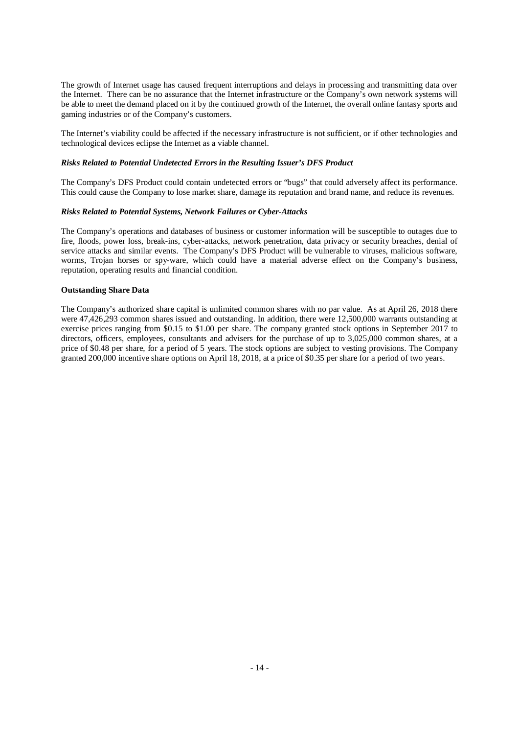The growth of Internet usage has caused frequent interruptions and delays in processing and transmitting data over the Internet. There can be no assurance that the Internet infrastructure or the Company's own network systems will be able to meet the demand placed on it by the continued growth of the Internet, the overall online fantasy sports and gaming industries or of the Company's customers.

The Internet's viability could be affected if the necessary infrastructure is not sufficient, or if other technologies and technological devices eclipse the Internet as a viable channel.

***Risks Related to Potential Undetected Errors in the Resulting Issuer's DFS Product***

The Company's DFS Product could contain undetected errors or "bugs" that could adversely affect its performance. This could cause the Company to lose market share, damage its reputation and brand name, and reduce its revenues.

***Risks Related to Potential Systems, Network Failures or Cyber-Attacks***

The Company's operations and databases of business or customer information will be susceptible to outages due to fire, floods, power loss, break-ins, cyber-attacks, network penetration, data privacy or security breaches, denial of service attacks and similar events. The Company's DFS Product will be vulnerable to viruses, malicious software, worms, Trojan horses or spy-ware, which could have a material adverse effect on the Company's business, reputation, operating results and financial condition.

**Outstanding Share Data**

The Company's authorized share capital is unlimited common shares with no par value. As at April 26, 2018 there were 47,426,293 common shares issued and outstanding. In addition, there were 12,500,000 warrants outstanding at exercise prices ranging from \$0.15 to \$1.00 per share. The company granted stock options in September 2017 to directors, officers, employees, consultants and advisers for the purchase of up to 3,025,000 common shares, at a price of \$0.48 per share, for a period of 5 years. The stock options are subject to vesting provisions. The Company granted 200,000 incentive share options on April 18, 2018, at a price of \$0.35 per share for a period of two years.